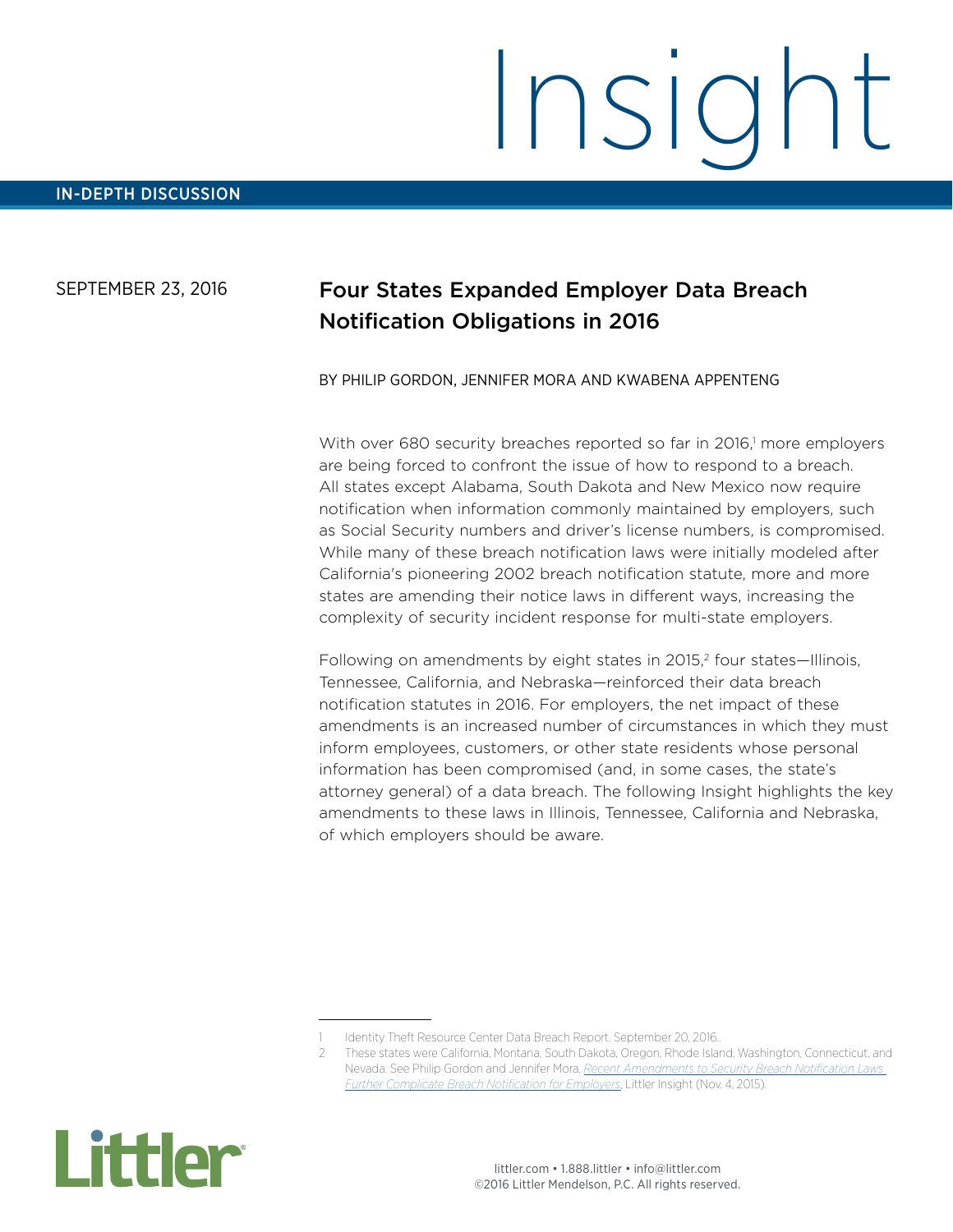# Insight

IN-DEPTH DISCUSSION

SEPTEMBER 23, 2016

## Four States Expanded Employer Data Breach Notification Obligations in 2016

BY PHILIP GORDON, JENNIFER MORA AND KWABENA APPENTENG

With over 680 security breaches reported so far in 2016,[1] more employers are being forced to confront the issue of how to respond to a breach. All states except Alabama, South Dakota and New Mexico now require notification when information commonly maintained by employers, such as Social Security numbers and driver's license numbers, is compromised. While many of these breach notification laws were initially modeled after California's pioneering 2002 breach notification statute, more and more states are amending their notice laws in different ways, increasing the complexity of security incident response for multi-state employers.

Following on amendments by eight states in 2015,[2] four states—Illinois, Tennessee, California, and Nebraska—reinforced their data breach notification statutes in 2016. For employers, the net impact of these amendments is an increased number of circumstances in which they must inform employees, customers, or other state residents whose personal information has been compromised (and, in some cases, the state's attorney general) of a data breach. The following Insight highlights the key amendments to these laws in Illinois, Tennessee, California and Nebraska, of which employers should be aware.

---

1 Identity Theft Resource Center Data Breach Report, September 20, 2016..

2 These states were California, Montana, South Dakota, Oregon, Rhode Island, Washington, Connecticut, and Nevada. See Philip Gordon and Jennifer Mora, *Recent Amendments to Security Breach Notification Laws Further Complicate Breach Notification for Employers*, Littler Insight (Nov. 4, 2015).

Littler

littler.com • 1.888.littler • info@littler.com
©2016 Littler Mendelson, P.C. All rights reserved.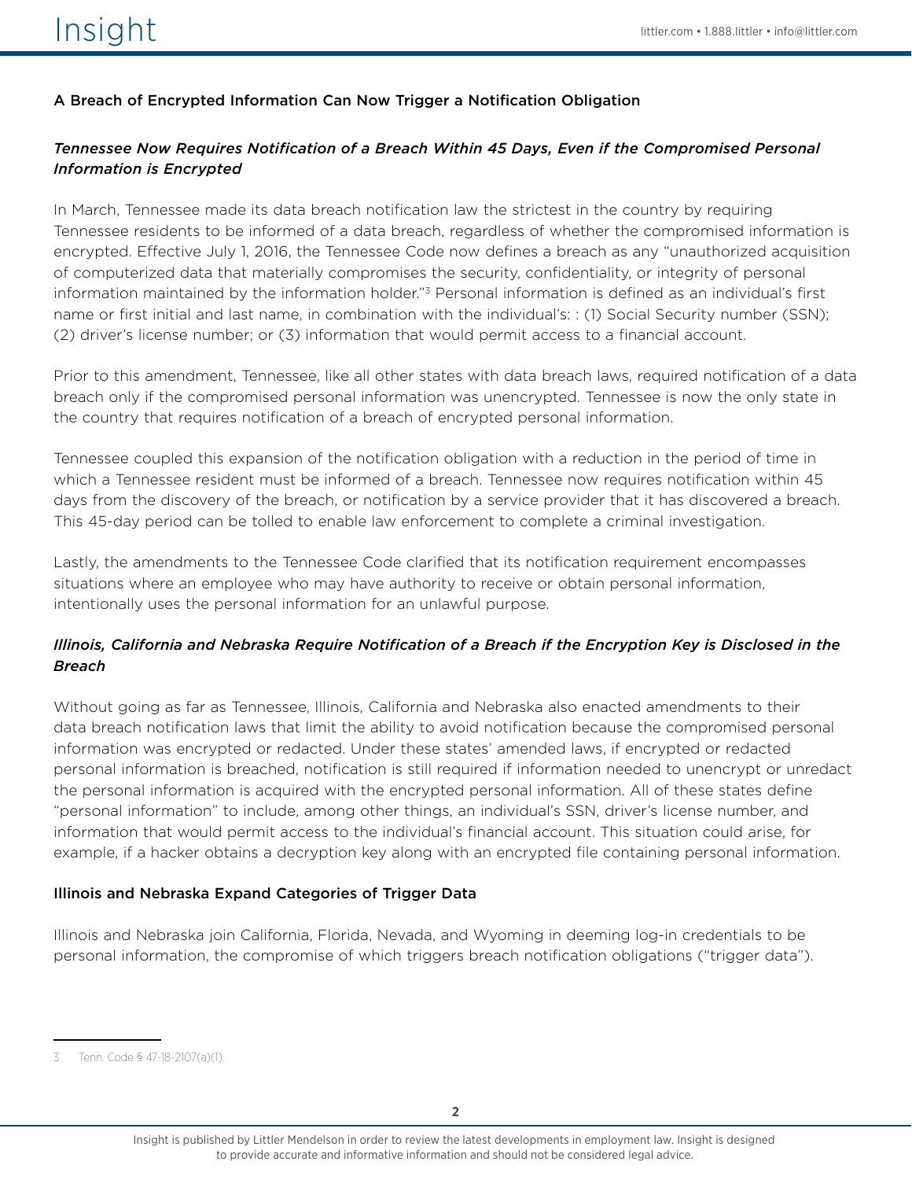## A Breach of Encrypted Information Can Now Trigger a Notification Obligation

### *Tennessee Now Requires Notification of a Breach Within 45 Days, Even if the Compromised Personal Information is Encrypted*

In March, Tennessee made its data breach notification law the strictest in the country by requiring Tennessee residents to be informed of a data breach, regardless of whether the compromised information is encrypted. Effective July 1, 2016, the Tennessee Code now defines a breach as any "unauthorized acquisition of computerized data that materially compromises the security, confidentiality, or integrity of personal information maintained by the information holder."[3] Personal information is defined as an individual's first name or first initial and last name, in combination with the individual's: : (1) Social Security number (SSN); (2) driver's license number; or (3) information that would permit access to a financial account.

Prior to this amendment, Tennessee, like all other states with data breach laws, required notification of a data breach only if the compromised personal information was unencrypted. Tennessee is now the only state in the country that requires notification of a breach of encrypted personal information.

Tennessee coupled this expansion of the notification obligation with a reduction in the period of time in which a Tennessee resident must be informed of a breach. Tennessee now requires notification within 45 days from the discovery of the breach, or notification by a service provider that it has discovered a breach. This 45-day period can be tolled to enable law enforcement to complete a criminal investigation.

Lastly, the amendments to the Tennessee Code clarified that its notification requirement encompasses situations where an employee who may have authority to receive or obtain personal information, intentionally uses the personal information for an unlawful purpose.

### *Illinois, California and Nebraska Require Notification of a Breach if the Encryption Key is Disclosed in the Breach*

Without going as far as Tennessee, Illinois, California and Nebraska also enacted amendments to their data breach notification laws that limit the ability to avoid notification because the compromised personal information was encrypted or redacted. Under these states' amended laws, if encrypted or redacted personal information is breached, notification is still required if information needed to unencrypt or unredact the personal information is acquired with the encrypted personal information. All of these states define "personal information" to include, among other things, an individual's SSN, driver's license number, and information that would permit access to the individual's financial account. This situation could arise, for example, if a hacker obtains a decryption key along with an encrypted file containing personal information.

## Illinois and Nebraska Expand Categories of Trigger Data

Illinois and Nebraska join California, Florida, Nevada, and Wyoming in deeming log-in credentials to be personal information, the compromise of which triggers breach notification obligations ("trigger data").

---

3 Tenn. Code § 47-18-2107(a)(1).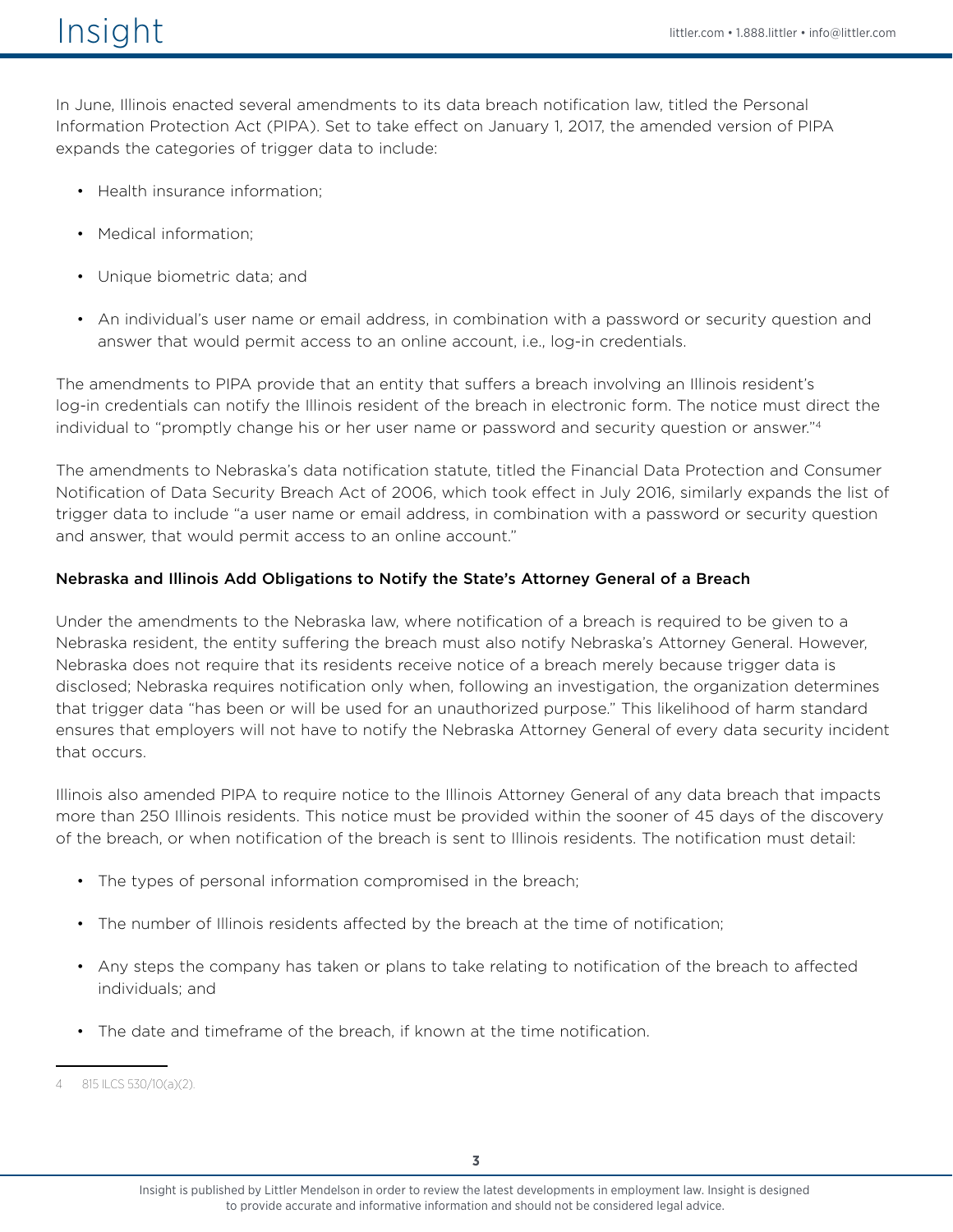In June, Illinois enacted several amendments to its data breach notification law, titled the Personal Information Protection Act (PIPA). Set to take effect on January 1, 2017, the amended version of PIPA expands the categories of trigger data to include:

- Health insurance information;
- Medical information;
- Unique biometric data; and
- An individual's user name or email address, in combination with a password or security question and answer that would permit access to an online account, i.e., log-in credentials.

The amendments to PIPA provide that an entity that suffers a breach involving an Illinois resident's log-in credentials can notify the Illinois resident of the breach in electronic form. The notice must direct the individual to "promptly change his or her user name or password and security question or answer."[4]

The amendments to Nebraska's data notification statute, titled the Financial Data Protection and Consumer Notification of Data Security Breach Act of 2006, which took effect in July 2016, similarly expands the list of trigger data to include "a user name or email address, in combination with a password or security question and answer, that would permit access to an online account."

**Nebraska and Illinois Add Obligations to Notify the State's Attorney General of a Breach**

Under the amendments to the Nebraska law, where notification of a breach is required to be given to a Nebraska resident, the entity suffering the breach must also notify Nebraska's Attorney General. However, Nebraska does not require that its residents receive notice of a breach merely because trigger data is disclosed; Nebraska requires notification only when, following an investigation, the organization determines that trigger data "has been or will be used for an unauthorized purpose." This likelihood of harm standard ensures that employers will not have to notify the Nebraska Attorney General of every data security incident that occurs.

Illinois also amended PIPA to require notice to the Illinois Attorney General of any data breach that impacts more than 250 Illinois residents. This notice must be provided within the sooner of 45 days of the discovery of the breach, or when notification of the breach is sent to Illinois residents. The notification must detail:

- The types of personal information compromised in the breach;
- The number of Illinois residents affected by the breach at the time of notification;
- Any steps the company has taken or plans to take relating to notification of the breach to affected individuals; and
- The date and timeframe of the breach, if known at the time notification.

---

4 815 ILCS 530/10(a)(2).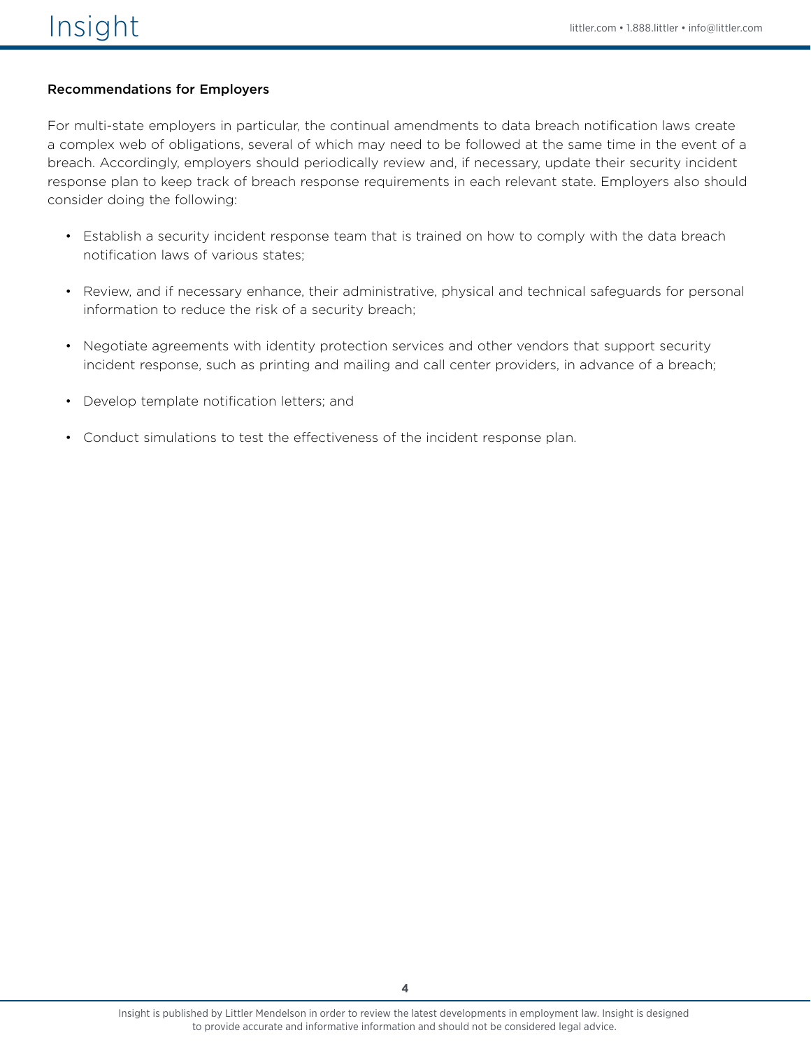### Recommendations for Employers

For multi-state employers in particular, the continual amendments to data breach notification laws create a complex web of obligations, several of which may need to be followed at the same time in the event of a breach. Accordingly, employers should periodically review and, if necessary, update their security incident response plan to keep track of breach response requirements in each relevant state. Employers also should consider doing the following:

- Establish a security incident response team that is trained on how to comply with the data breach notification laws of various states;
- Review, and if necessary enhance, their administrative, physical and technical safeguards for personal information to reduce the risk of a security breach;
- Negotiate agreements with identity protection services and other vendors that support security incident response, such as printing and mailing and call center providers, in advance of a breach;
- Develop template notification letters; and
- Conduct simulations to test the effectiveness of the incident response plan.

Insight is published by Littler Mendelson in order to review the latest developments in employment law. Insight is designed to provide accurate and informative information and should not be considered legal advice.